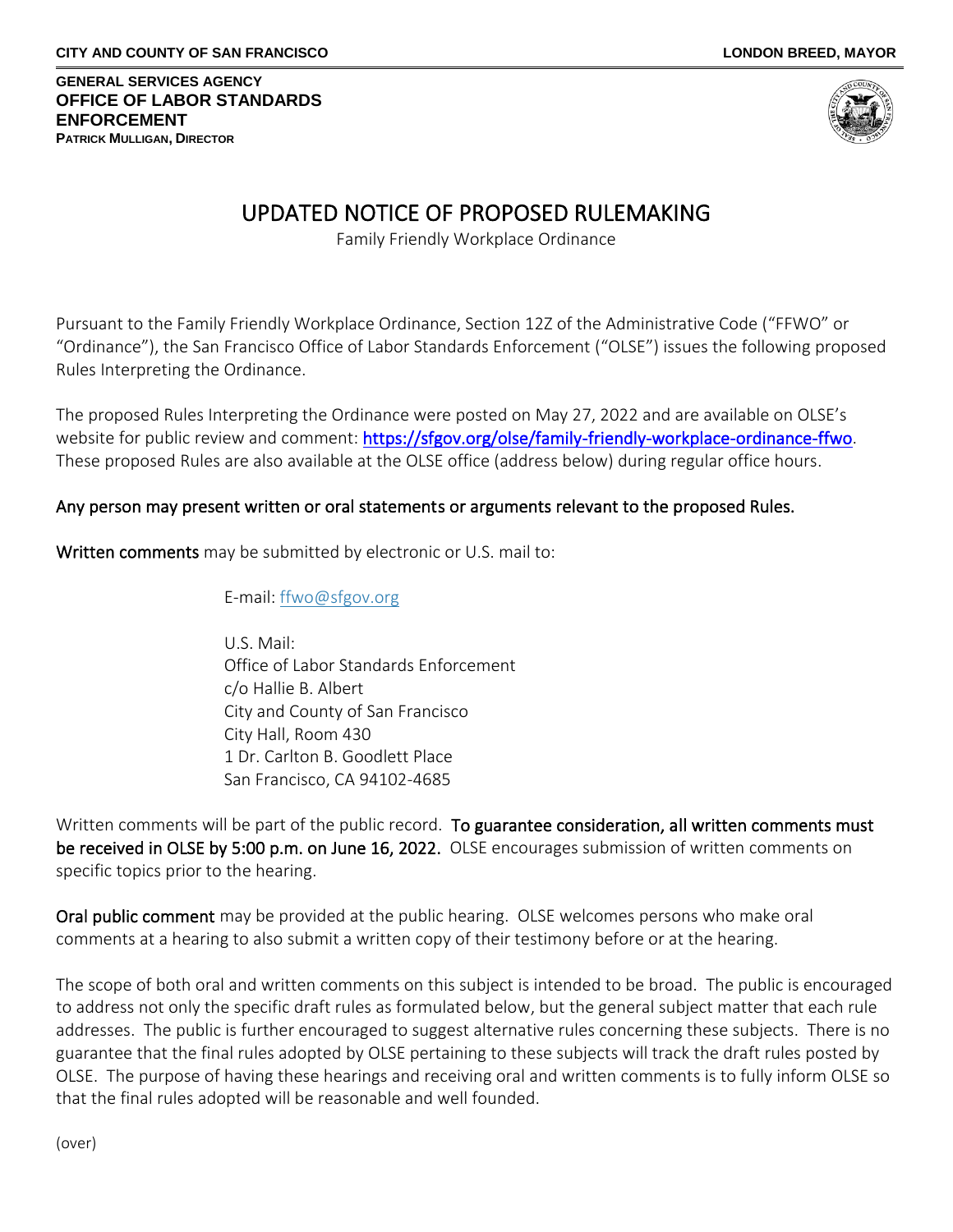**CITY AND COUNTY OF SAN FRANCISCO** **LONDON BREED, MAYOR**

**GENERAL SERVICES AGENCY**
**OFFICE OF LABOR STANDARDS ENFORCEMENT**
**PATRICK MULLIGAN, DIRECTOR**

# UPDATED NOTICE OF PROPOSED RULEMAKING

Family Friendly Workplace Ordinance

Pursuant to the Family Friendly Workplace Ordinance, Section 12Z of the Administrative Code ("FFWO" or "Ordinance"), the San Francisco Office of Labor Standards Enforcement ("OLSE") issues the following proposed Rules Interpreting the Ordinance.

The proposed Rules Interpreting the Ordinance were posted on May 27, 2022 and are available on OLSE's website for public review and comment: https://sfgov.org/olse/family-friendly-workplace-ordinance-ffwo. These proposed Rules are also available at the OLSE office (address below) during regular office hours.

**Any person may present written or oral statements or arguments relevant to the proposed Rules.**

**Written comments** may be submitted by electronic or U.S. mail to:

E-mail: ffwo@sfgov.org

U.S. Mail:
Office of Labor Standards Enforcement
c/o Hallie B. Albert
City and County of San Francisco
City Hall, Room 430
1 Dr. Carlton B. Goodlett Place
San Francisco, CA 94102-4685

Written comments will be part of the public record. **To guarantee consideration, all written comments must be received in OLSE by 5:00 p.m. on June 16, 2022.** OLSE encourages submission of written comments on specific topics prior to the hearing.

**Oral public comment** may be provided at the public hearing. OLSE welcomes persons who make oral comments at a hearing to also submit a written copy of their testimony before or at the hearing.

The scope of both oral and written comments on this subject is intended to be broad. The public is encouraged to address not only the specific draft rules as formulated below, but the general subject matter that each rule addresses. The public is further encouraged to suggest alternative rules concerning these subjects. There is no guarantee that the final rules adopted by OLSE pertaining to these subjects will track the draft rules posted by OLSE. The purpose of having these hearings and receiving oral and written comments is to fully inform OLSE so that the final rules adopted will be reasonable and well founded.

(over)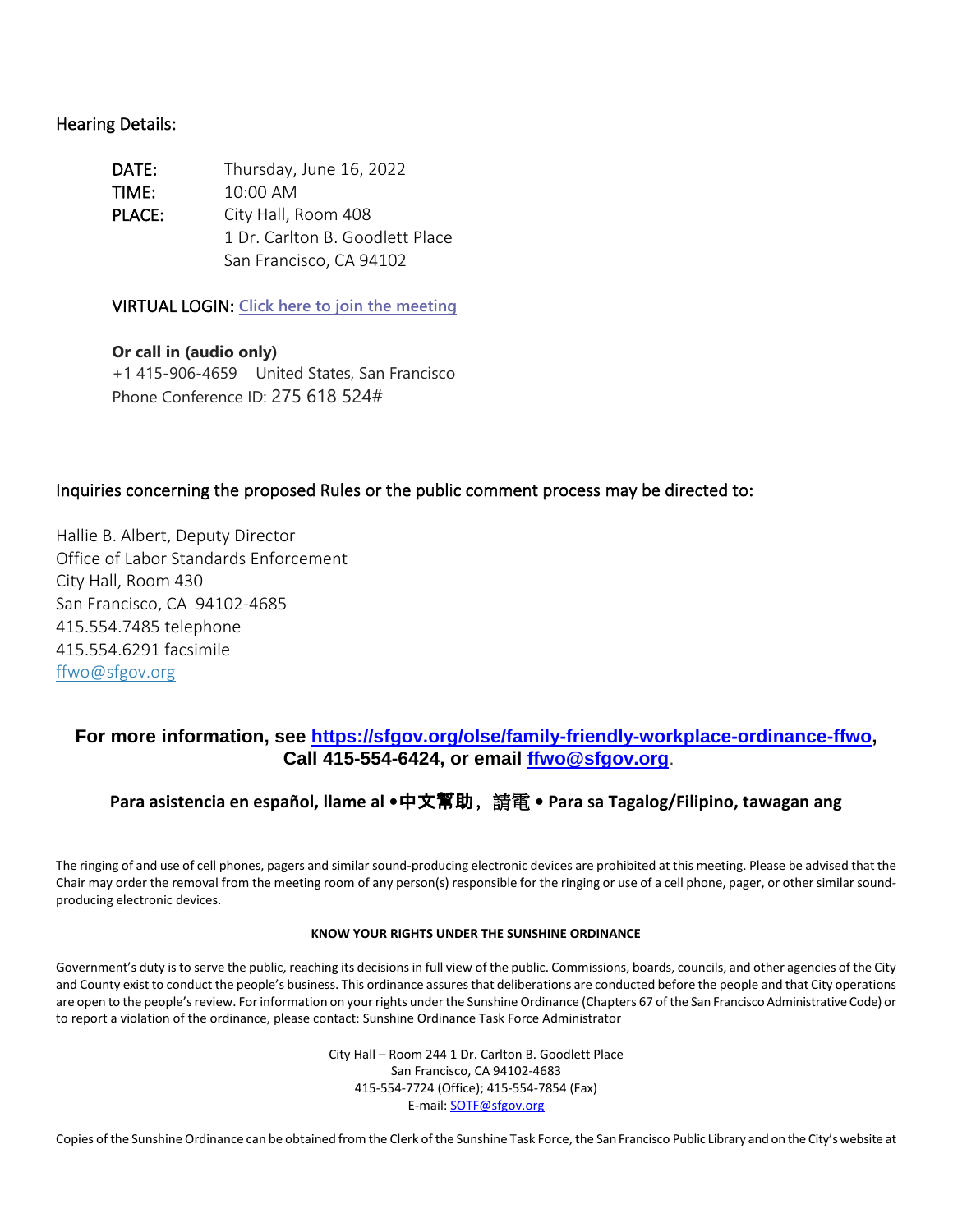Hearing Details:

| | |
|---|---|
| **DATE:** | Thursday, June 16, 2022 |
| **TIME:** | 10:00 AM |
| **PLACE:** | City Hall, Room 408<br>1 Dr. Carlton B. Goodlett Place<br>San Francisco, CA 94102 |

VIRTUAL LOGIN: [Click here to join the meeting]

**Or call in (audio only)**
+1 415-906-4659   United States, San Francisco
Phone Conference ID: 275 618 524#

Inquiries concerning the proposed Rules or the public comment process may be directed to:

Hallie B. Albert, Deputy Director
Office of Labor Standards Enforcement
City Hall, Room 430
San Francisco, CA 94102-4685
415.554.7485 telephone
415.554.6291 facsimile
ffwo@sfgov.org

**For more information, see https://sfgov.org/olse/family-friendly-workplace-ordinance-ffwo, Call 415-554-6424, or email ffwo@sfgov.org.**

**Para asistencia en español, llame al •中文幫助，請電 • Para sa Tagalog/Filipino, tawagan ang**

The ringing of and use of cell phones, pagers and similar sound-producing electronic devices are prohibited at this meeting. Please be advised that the Chair may order the removal from the meeting room of any person(s) responsible for the ringing or use of a cell phone, pager, or other similar sound-producing electronic devices.

**KNOW YOUR RIGHTS UNDER THE SUNSHINE ORDINANCE**

Government's duty is to serve the public, reaching its decisions in full view of the public. Commissions, boards, councils, and other agencies of the City and County exist to conduct the people's business. This ordinance assures that deliberations are conducted before the people and that City operations are open to the people's review. For information on your rights under the Sunshine Ordinance (Chapters 67 of the San Francisco Administrative Code) or to report a violation of the ordinance, please contact: Sunshine Ordinance Task Force Administrator

City Hall – Room 244 1 Dr. Carlton B. Goodlett Place
San Francisco, CA 94102-4683
415-554-7724 (Office); 415-554-7854 (Fax)
E-mail: SOTF@sfgov.org

Copies of the Sunshine Ordinance can be obtained from the Clerk of the Sunshine Task Force, the San Francisco Public Library and on the City's website at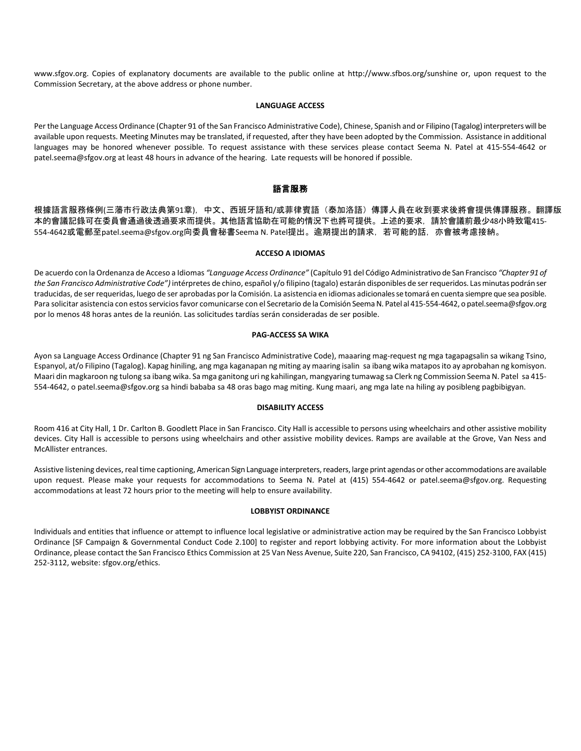www.sfgov.org. Copies of explanatory documents are available to the public online at http://www.sfbos.org/sunshine or, upon request to the Commission Secretary, at the above address or phone number.

**LANGUAGE ACCESS**

Per the Language Access Ordinance (Chapter 91 of the San Francisco Administrative Code), Chinese, Spanish and or Filipino (Tagalog) interpreters will be available upon requests. Meeting Minutes may be translated, if requested, after they have been adopted by the Commission. Assistance in additional languages may be honored whenever possible. To request assistance with these services please contact Seema N. Patel at 415-554-4642 or patel.seema@sfgov.org at least 48 hours in advance of the hearing. Late requests will be honored if possible.

**語言服務**

根據語言服務條例(三藩市行政法典第91章)，中文、西班牙語和/或菲律賓語（泰加洛語）傳譯人員在收到要求後將會提供傳譯服務。翻譯版本的會議記錄可在委員會通過後透過要求而提供。其他語言協助在可能的情況下也將可提供。上述的要求，請於會議前最少48小時致電415-554-4642或電郵至patel.seema@sfgov.org向委員會秘書Seema N. Patel提出。逾期提出的請求，若可能的話，亦會被考慮接納。

**ACCESO A IDIOMAS**

De acuerdo con la Ordenanza de Acceso a Idiomas *"Language Access Ordinance"* (Capítulo 91 del Código Administrativo de San Francisco *"Chapter 91 of the San Francisco Administrative Code")* intérpretes de chino, español y/o filipino (tagalo) estarán disponibles de ser requeridos. Las minutas podrán ser traducidas, de ser requeridas, luego de ser aprobadas por la Comisión. La asistencia en idiomas adicionales se tomará en cuenta siempre que sea posible. Para solicitar asistencia con estos servicios favor comunicarse con el Secretario de la Comisión Seema N. Patel al 415-554-4642, o patel.seema@sfgov.org por lo menos 48 horas antes de la reunión. Las solicitudes tardías serán consideradas de ser posible.

**PAG-ACCESS SA WIKA**

Ayon sa Language Access Ordinance (Chapter 91 ng San Francisco Administrative Code), maaaring mag-request ng mga tagapagsalin sa wikang Tsino, Espanyol, at/o Filipino (Tagalog). Kapag hiniling, ang mga kaganapan ng miting ay maaring isalin sa ibang wika matapos ito ay aprobahan ng komisyon. Maari din magkaroon ng tulong sa ibang wika. Sa mga ganitong uri ng kahilingan, mangyaring tumawag sa Clerk ng Commission Seema N. Patel sa 415-554-4642, o patel.seema@sfgov.org sa hindi bababa sa 48 oras bago mag miting. Kung maari, ang mga late na hiling ay posibleng pagbibigyan.

**DISABILITY ACCESS**

Room 416 at City Hall, 1 Dr. Carlton B. Goodlett Place in San Francisco. City Hall is accessible to persons using wheelchairs and other assistive mobility devices. City Hall is accessible to persons using wheelchairs and other assistive mobility devices. Ramps are available at the Grove, Van Ness and McAllister entrances.

Assistive listening devices, real time captioning, American Sign Language interpreters, readers, large print agendas or other accommodations are available upon request. Please make your requests for accommodations to Seema N. Patel at (415) 554-4642 or patel.seema@sfgov.org. Requesting accommodations at least 72 hours prior to the meeting will help to ensure availability.

**LOBBYIST ORDINANCE**

Individuals and entities that influence or attempt to influence local legislative or administrative action may be required by the San Francisco Lobbyist Ordinance [SF Campaign & Governmental Conduct Code 2.100] to register and report lobbying activity. For more information about the Lobbyist Ordinance, please contact the San Francisco Ethics Commission at 25 Van Ness Avenue, Suite 220, San Francisco, CA 94102, (415) 252-3100, FAX (415) 252-3112, website: sfgov.org/ethics.